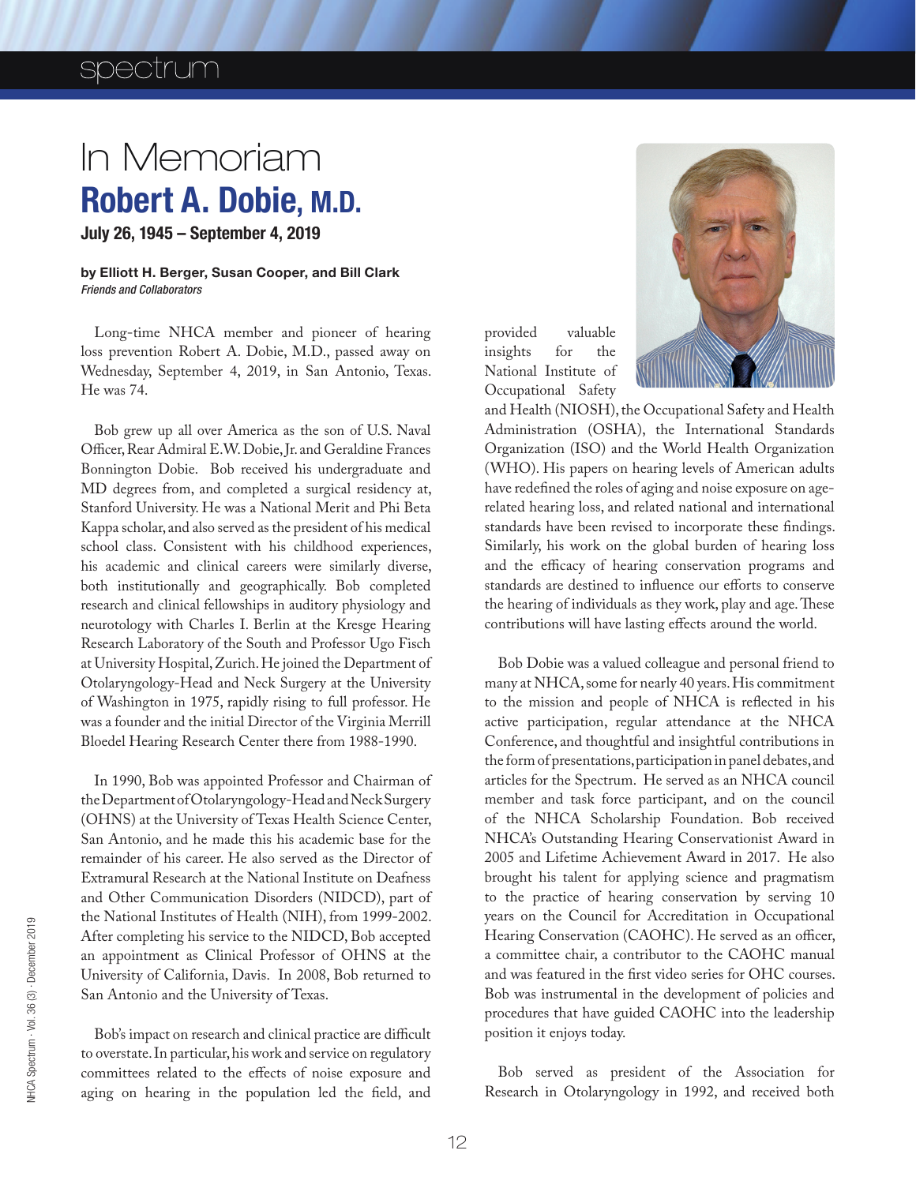# In Memoriam

# Robert A. Dobie, M.D.

**July 26, 1945 – September 4, 2019**

**by Elliott H. Berger, Susan Cooper, and Bill Clark**
*Friends and Collaborators*

Long-time NHCA member and pioneer of hearing loss prevention Robert A. Dobie, M.D., passed away on Wednesday, September 4, 2019, in San Antonio, Texas. He was 74.

Bob grew up all over America as the son of U.S. Naval Officer, Rear Admiral E.W. Dobie, Jr. and Geraldine Frances Bonnington Dobie. Bob received his undergraduate and MD degrees from, and completed a surgical residency at, Stanford University. He was a National Merit and Phi Beta Kappa scholar, and also served as the president of his medical school class. Consistent with his childhood experiences, his academic and clinical careers were similarly diverse, both institutionally and geographically. Bob completed research and clinical fellowships in auditory physiology and neurotology with Charles I. Berlin at the Kresge Hearing Research Laboratory of the South and Professor Ugo Fisch at University Hospital, Zurich. He joined the Department of Otolaryngology-Head and Neck Surgery at the University of Washington in 1975, rapidly rising to full professor. He was a founder and the initial Director of the Virginia Merrill Bloedel Hearing Research Center there from 1988-1990.

In 1990, Bob was appointed Professor and Chairman of the Department of Otolaryngology-Head and Neck Surgery (OHNS) at the University of Texas Health Science Center, San Antonio, and he made this his academic base for the remainder of his career. He also served as the Director of Extramural Research at the National Institute on Deafness and Other Communication Disorders (NIDCD), part of the National Institutes of Health (NIH), from 1999-2002. After completing his service to the NIDCD, Bob accepted an appointment as Clinical Professor of OHNS at the University of California, Davis. In 2008, Bob returned to San Antonio and the University of Texas.

Bob's impact on research and clinical practice are difficult to overstate. In particular, his work and service on regulatory committees related to the effects of noise exposure and aging on hearing in the population led the field, and provided valuable insights for the National Institute of Occupational Safety and Health (NIOSH), the Occupational Safety and Health Administration (OSHA), the International Standards Organization (ISO) and the World Health Organization (WHO). His papers on hearing levels of American adults have redefined the roles of aging and noise exposure on age-related hearing loss, and related national and international standards have been revised to incorporate these findings. Similarly, his work on the global burden of hearing loss and the efficacy of hearing conservation programs and standards are destined to influence our efforts to conserve the hearing of individuals as they work, play and age. These contributions will have lasting effects around the world.

Bob Dobie was a valued colleague and personal friend to many at NHCA, some for nearly 40 years. His commitment to the mission and people of NHCA is reflected in his active participation, regular attendance at the NHCA Conference, and thoughtful and insightful contributions in the form of presentations, participation in panel debates, and articles for the Spectrum. He served as an NHCA council member and task force participant, and on the council of the NHCA Scholarship Foundation. Bob received NHCA's Outstanding Hearing Conservationist Award in 2005 and Lifetime Achievement Award in 2017. He also brought his talent for applying science and pragmatism to the practice of hearing conservation by serving 10 years on the Council for Accreditation in Occupational Hearing Conservation (CAOHC). He served as an officer, a committee chair, a contributor to the CAOHC manual and was featured in the first video series for OHC courses. Bob was instrumental in the development of policies and procedures that have guided CAOHC into the leadership position it enjoys today.

Bob served as president of the Association for Research in Otolaryngology in 1992, and received both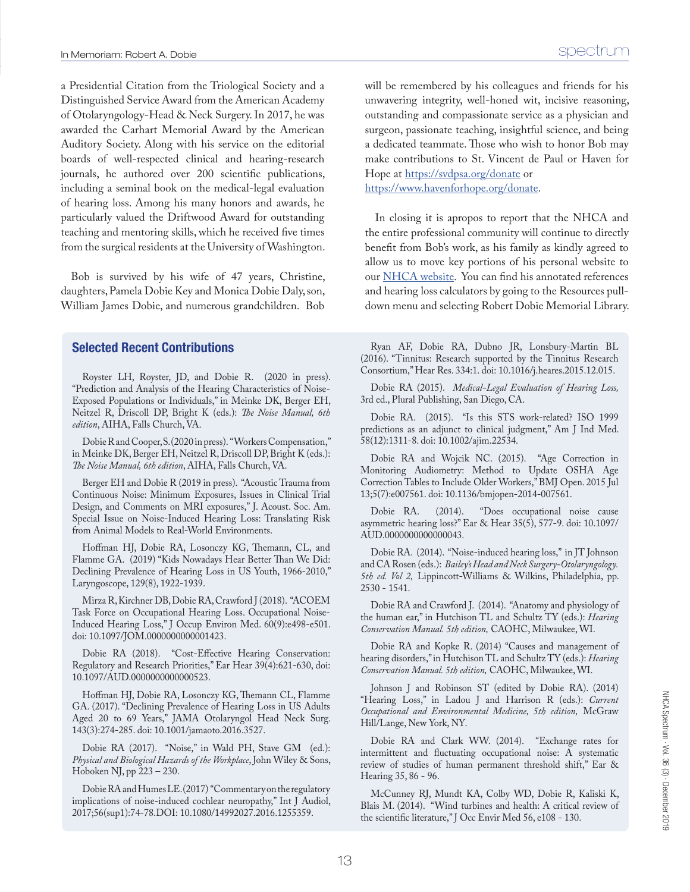a Presidential Citation from the Triological Society and a Distinguished Service Award from the American Academy of Otolaryngology-Head & Neck Surgery. In 2017, he was awarded the Carhart Memorial Award by the American Auditory Society. Along with his service on the editorial boards of well-respected clinical and hearing-research journals, he authored over 200 scientific publications, including a seminal book on the medical-legal evaluation of hearing loss. Among his many honors and awards, he particularly valued the Driftwood Award for outstanding teaching and mentoring skills, which he received five times from the surgical residents at the University of Washington.

Bob is survived by his wife of 47 years, Christine, daughters, Pamela Dobie Key and Monica Dobie Daly, son, William James Dobie, and numerous grandchildren. Bob will be remembered by his colleagues and friends for his unwavering integrity, well-honed wit, incisive reasoning, outstanding and compassionate service as a physician and surgeon, passionate teaching, insightful science, and being a dedicated teammate. Those who wish to honor Bob may make contributions to St. Vincent de Paul or Haven for Hope at https://svdpsa.org/donate or https://www.havenforhope.org/donate.

In closing it is apropos to report that the NHCA and the entire professional community will continue to directly benefit from Bob's work, as his family as kindly agreed to allow us to move key portions of his personal website to our NHCA website. You can find his annotated references and hearing loss calculators by going to the Resources pull-down menu and selecting Robert Dobie Memorial Library.

## Selected Recent Contributions

Royster LH, Royster, JD, and Dobie R. (2020 in press). "Prediction and Analysis of the Hearing Characteristics of Noise-Exposed Populations or Individuals," in Meinke DK, Berger EH, Neitzel R, Driscoll DP, Bright K (eds.): *The Noise Manual, 6th edition*, AIHA, Falls Church, VA.

Dobie R and Cooper, S. (2020 in press). "Workers Compensation," in Meinke DK, Berger EH, Neitzel R, Driscoll DP, Bright K (eds.): *The Noise Manual, 6th edition*, AIHA, Falls Church, VA.

Berger EH and Dobie R (2019 in press). "Acoustic Trauma from Continuous Noise: Minimum Exposures, Issues in Clinical Trial Design, and Comments on MRI exposures," J. Acoust. Soc. Am. Special Issue on Noise-Induced Hearing Loss: Translating Risk from Animal Models to Real-World Environments.

Hoffman HJ, Dobie RA, Losonczy KG, Themann, CL, and Flamme GA. (2019) "Kids Nowadays Hear Better Than We Did: Declining Prevalence of Hearing Loss in US Youth, 1966-2010," Laryngoscope, 129(8), 1922-1939.

Mirza R, Kirchner DB, Dobie RA, Crawford J (2018). "ACOEM Task Force on Occupational Hearing Loss. Occupational Noise-Induced Hearing Loss," J Occup Environ Med. 60(9):e498-e501. doi: 10.1097/JOM.0000000000001423.

Dobie RA (2018). "Cost-Effective Hearing Conservation: Regulatory and Research Priorities," Ear Hear 39(4):621-630, doi: 10.1097/AUD.0000000000000523.

Hoffman HJ, Dobie RA, Losonczy KG, Themann CL, Flamme GA. (2017). "Declining Prevalence of Hearing Loss in US Adults Aged 20 to 69 Years," JAMA Otolaryngol Head Neck Surg. 143(3):274-285. doi: 10.1001/jamaoto.2016.3527.

Dobie RA (2017). "Noise," in Wald PH, Stave GM (ed.): *Physical and Biological Hazards of the Workplace*, John Wiley & Sons, Hoboken NJ, pp 223 – 230.

Dobie RA and Humes LE. (2017) "Commentary on the regulatory implications of noise-induced cochlear neuropathy," Int J Audiol, 2017;56(sup1):74-78.DOI: 10.1080/14992027.2016.1255359.

Ryan AF, Dobie RA, Dubno JR, Lonsbury-Martin BL (2016). "Tinnitus: Research supported by the Tinnitus Research Consortium," Hear Res. 334:1. doi: 10.1016/j.heares.2015.12.015.

Dobie RA (2015). *Medical-Legal Evaluation of Hearing Loss,* 3rd ed., Plural Publishing, San Diego, CA.

Dobie RA. (2015). "Is this STS work-related? ISO 1999 predictions as an adjunct to clinical judgment," Am J Ind Med. 58(12):1311-8. doi: 10.1002/ajim.22534.

Dobie RA and Wojcik NC. (2015). "Age Correction in Monitoring Audiometry: Method to Update OSHA Age Correction Tables to Include Older Workers," BMJ Open. 2015 Jul 13;5(7):e007561. doi: 10.1136/bmjopen-2014-007561.

Dobie RA. (2014). "Does occupational noise cause asymmetric hearing loss?" Ear & Hear 35(5), 577-9. doi: 10.1097/AUD.0000000000000043.

Dobie RA. (2014). "Noise-induced hearing loss," in JT Johnson and CA Rosen (eds.): *Bailey's Head and Neck Surgery-Otolaryngology. 5th ed. Vol 2,* Lippincott-Williams & Wilkins, Philadelphia, pp. 2530 - 1541.

Dobie RA and Crawford J. (2014). "Anatomy and physiology of the human ear," in Hutchison TL and Schultz TY (eds.): *Hearing Conservation Manual. 5th edition,* CAOHC, Milwaukee, WI.

Dobie RA and Kopke R. (2014) "Causes and management of hearing disorders," in Hutchison TL and Schultz TY (eds.): *Hearing Conservation Manual. 5th edition,* CAOHC, Milwaukee, WI.

Johnson J and Robinson ST (edited by Dobie RA). (2014) "Hearing Loss," in Ladou J and Harrison R (eds.): *Current Occupational and Environmental Medicine, 5th edition,* McGraw Hill/Lange, New York, NY.

Dobie RA and Clark WW. (2014). "Exchange rates for intermittent and fluctuating occupational noise: A systematic review of studies of human permanent threshold shift," Ear & Hearing 35, 86 - 96.

McCunney RJ, Mundt KA, Colby WD, Dobie R, Kaliski K, Blais M. (2014). "Wind turbines and health: A critical review of the scientific literature," J Occ Envir Med 56, e108 - 130.